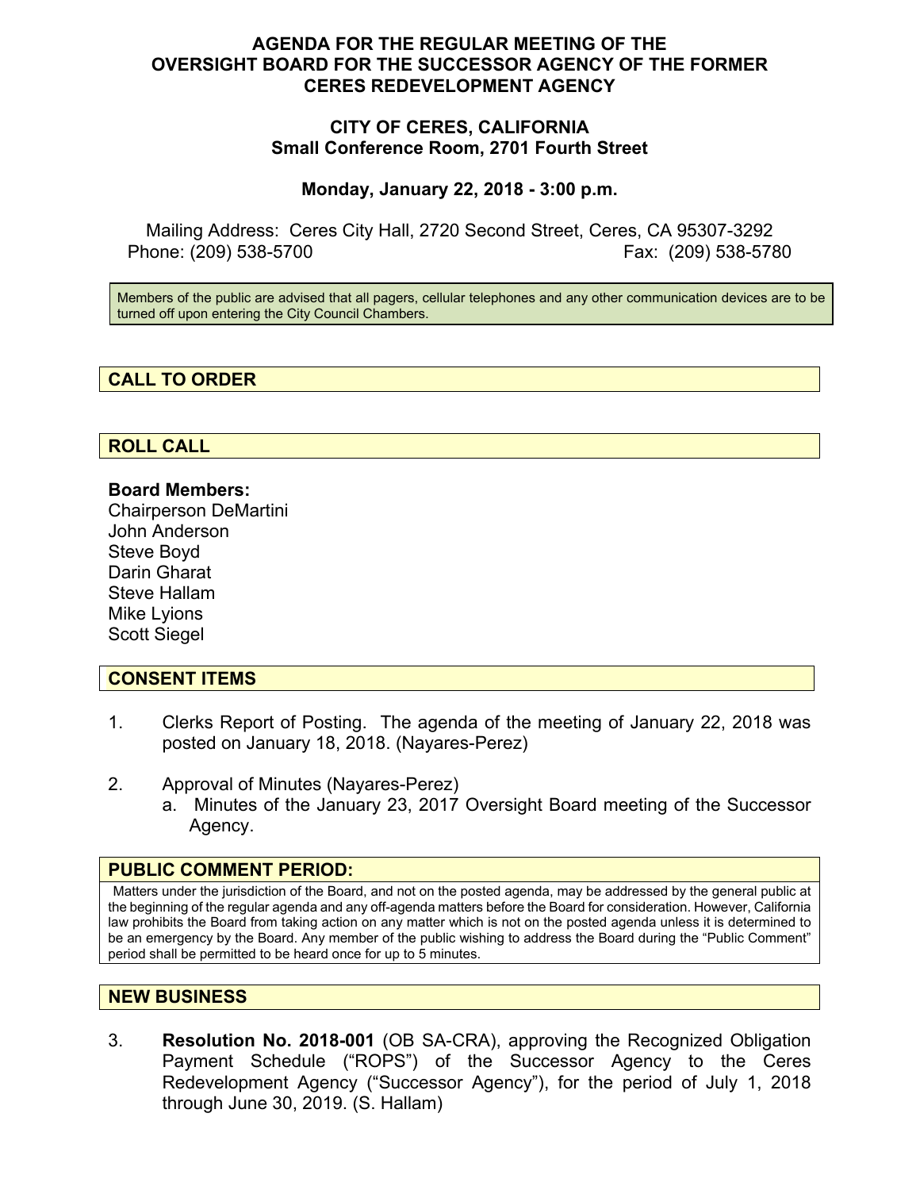# AGENDA FOR THE REGULAR MEETING OF THE OVERSIGHT BOARD FOR THE SUCCESSOR AGENCY OF THE FORMER CERES REDEVELOPMENT AGENCY

## CITY OF CERES, CALIFORNIA
## Small Conference Room, 2701 Fourth Street

**Monday, January 22, 2018 - 3:00 p.m.**

Mailing Address: Ceres City Hall, 2720 Second Street, Ceres, CA 95307-3292
Phone: (209) 538-5700 Fax: (209) 538-5780

Members of the public are advised that all pagers, cellular telephones and any other communication devices are to be turned off upon entering the City Council Chambers.

## CALL TO ORDER

## ROLL CALL

**Board Members:**
Chairperson DeMartini
John Anderson
Steve Boyd
Darin Gharat
Steve Hallam
Mike Lyions
Scott Siegel

## CONSENT ITEMS

1. Clerks Report of Posting. The agenda of the meeting of January 22, 2018 was posted on January 18, 2018. (Nayares-Perez)

2. Approval of Minutes (Nayares-Perez)
   a. Minutes of the January 23, 2017 Oversight Board meeting of the Successor Agency.

## PUBLIC COMMENT PERIOD:

Matters under the jurisdiction of the Board, and not on the posted agenda, may be addressed by the general public at the beginning of the regular agenda and any off-agenda matters before the Board for consideration. However, California law prohibits the Board from taking action on any matter which is not on the posted agenda unless it is determined to be an emergency by the Board. Any member of the public wishing to address the Board during the "Public Comment" period shall be permitted to be heard once for up to 5 minutes.

## NEW BUSINESS

3. **Resolution No. 2018-001** (OB SA-CRA), approving the Recognized Obligation Payment Schedule ("ROPS") of the Successor Agency to the Ceres Redevelopment Agency ("Successor Agency"), for the period of July 1, 2018 through June 30, 2019. (S. Hallam)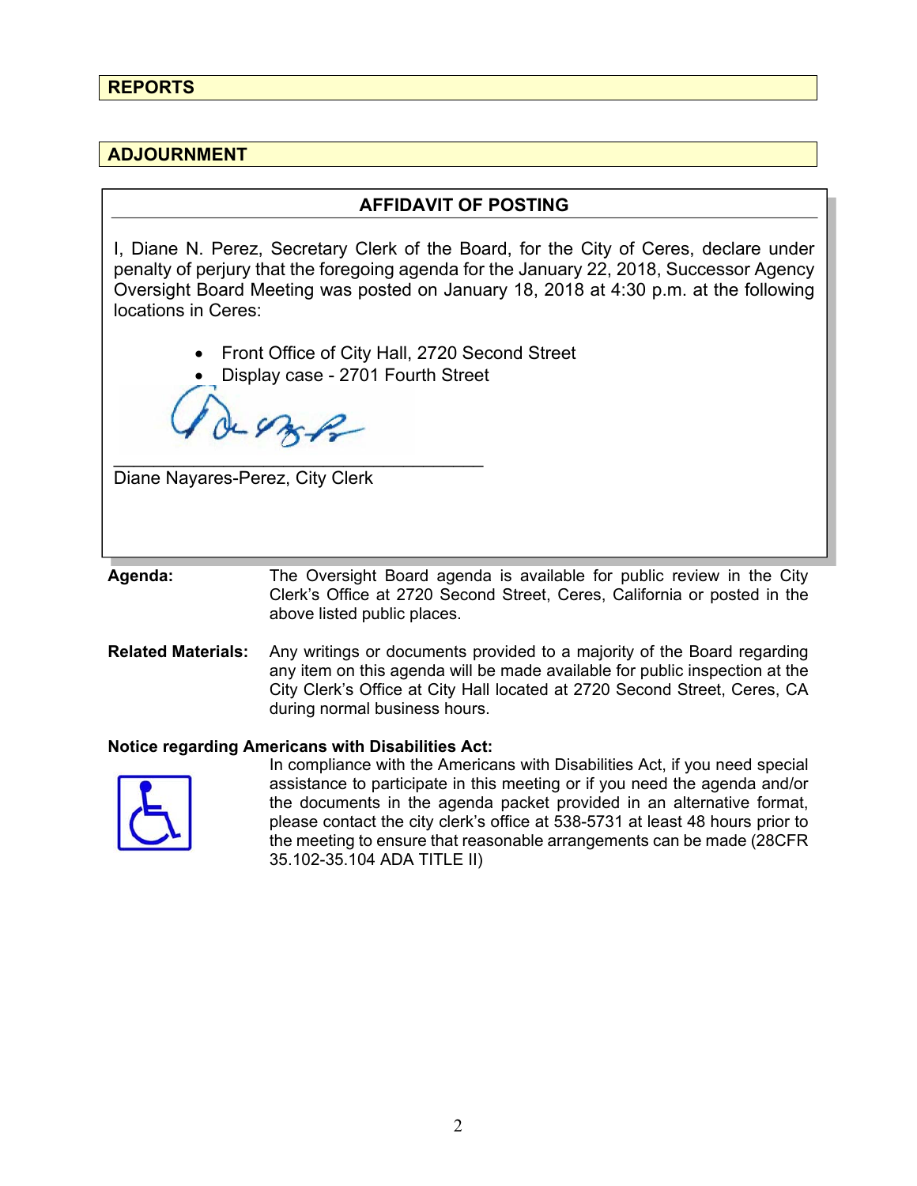## REPORTS

## ADJOURNMENT

### AFFIDAVIT OF POSTING

I, Diane N. Perez, Secretary Clerk of the Board, for the City of Ceres, declare under penalty of perjury that the foregoing agenda for the January 22, 2018, Successor Agency Oversight Board Meeting was posted on January 18, 2018 at 4:30 p.m. at the following locations in Ceres:

- Front Office of City Hall, 2720 Second Street
- Display case - 2701 Fourth Street

\_\_\_\_\_\_\_\_\_\_\_\_\_\_\_\_\_\_\_\_\_\_\_\_\_\_\_\_\_\_\_\_\_\_\_\_\_\_\_\_

Diane Nayares-Perez, City Clerk

**Agenda:** The Oversight Board agenda is available for public review in the City Clerk's Office at 2720 Second Street, Ceres, California or posted in the above listed public places.

**Related Materials:** Any writings or documents provided to a majority of the Board regarding any item on this agenda will be made available for public inspection at the City Clerk's Office at City Hall located at 2720 Second Street, Ceres, CA during normal business hours.

**Notice regarding Americans with Disabilities Act:**

In compliance with the Americans with Disabilities Act, if you need special assistance to participate in this meeting or if you need the agenda and/or the documents in the agenda packet provided in an alternative format, please contact the city clerk's office at 538-5731 at least 48 hours prior to the meeting to ensure that reasonable arrangements can be made (28CFR 35.102-35.104 ADA TITLE II)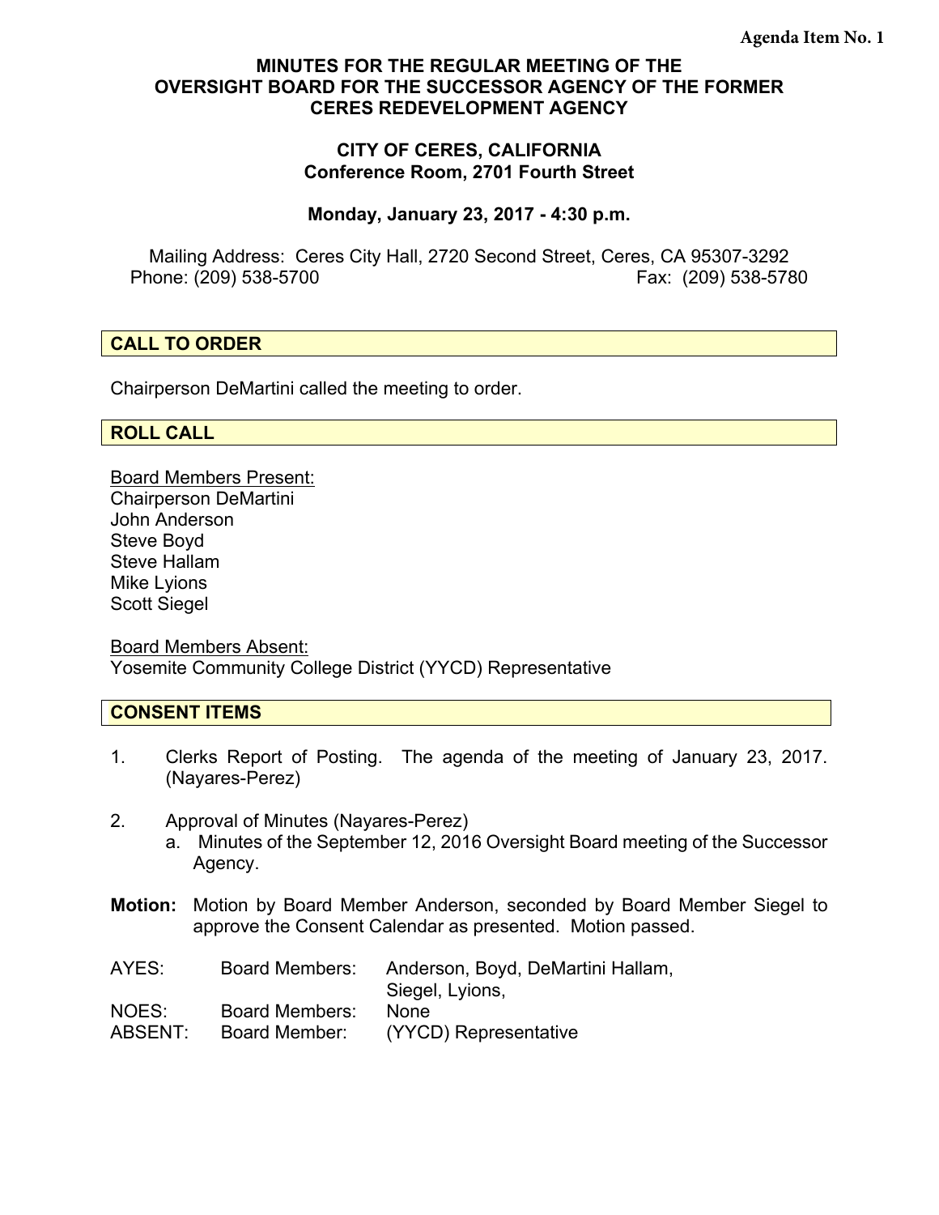Agenda Item No. 1

# MINUTES FOR THE REGULAR MEETING OF THE OVERSIGHT BOARD FOR THE SUCCESSOR AGENCY OF THE FORMER CERES REDEVELOPMENT AGENCY

## CITY OF CERES, CALIFORNIA
**Conference Room, 2701 Fourth Street**

**Monday, January 23, 2017 - 4:30 p.m.**

Mailing Address: Ceres City Hall, 2720 Second Street, Ceres, CA 95307-3292
Phone: (209) 538-5700 Fax: (209) 538-5780

## CALL TO ORDER

Chairperson DeMartini called the meeting to order.

## ROLL CALL

Board Members Present:
Chairperson DeMartini
John Anderson
Steve Boyd
Steve Hallam
Mike Lyions
Scott Siegel

Board Members Absent:
Yosemite Community College District (YYCD) Representative

## CONSENT ITEMS

1. Clerks Report of Posting. The agenda of the meeting of January 23, 2017. (Nayares-Perez)

2. Approval of Minutes (Nayares-Perez)
   a. Minutes of the September 12, 2016 Oversight Board meeting of the Successor Agency.

**Motion:** Motion by Board Member Anderson, seconded by Board Member Siegel to approve the Consent Calendar as presented. Motion passed.

| | | |
|---|---|---|
| AYES: | Board Members: | Anderson, Boyd, DeMartini Hallam, Siegel, Lyions, |
| NOES: | Board Members: | None |
| ABSENT: | Board Member: | (YYCD) Representative |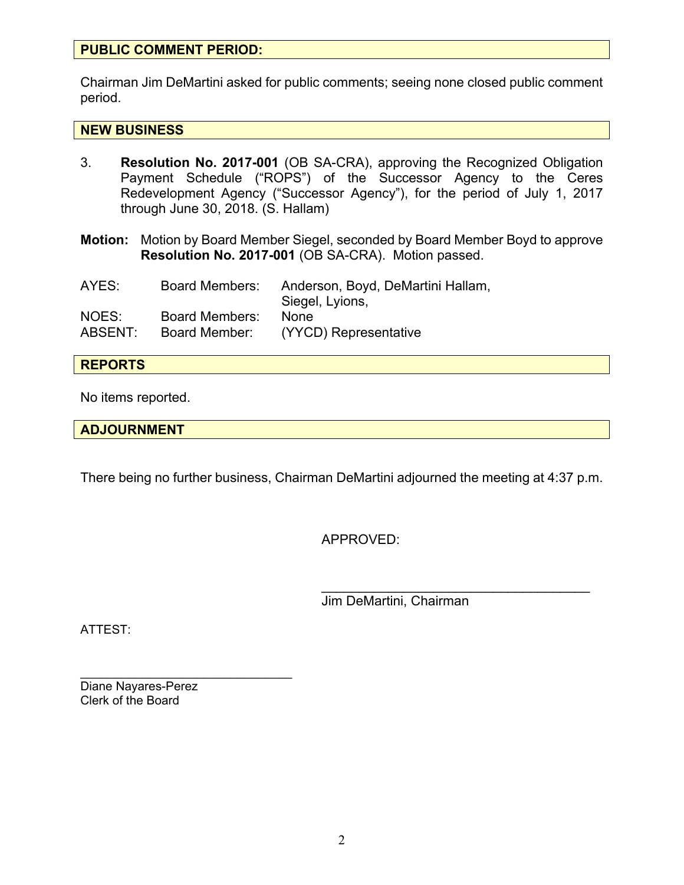## PUBLIC COMMENT PERIOD:

Chairman Jim DeMartini asked for public comments; seeing none closed public comment period.

## NEW BUSINESS

3. **Resolution No. 2017-001** (OB SA-CRA), approving the Recognized Obligation Payment Schedule ("ROPS") of the Successor Agency to the Ceres Redevelopment Agency ("Successor Agency"), for the period of July 1, 2017 through June 30, 2018. (S. Hallam)

**Motion:** Motion by Board Member Siegel, seconded by Board Member Boyd to approve **Resolution No. 2017-001** (OB SA-CRA). Motion passed.

| | | |
|---|---|---|
| AYES: | Board Members: | Anderson, Boyd, DeMartini Hallam, Siegel, Lyions, |
| NOES: | Board Members: | None |
| ABSENT: | Board Member: | (YYCD) Representative |

## REPORTS

No items reported.

## ADJOURNMENT

There being no further business, Chairman DeMartini adjourned the meeting at 4:37 p.m.

APPROVED:

\_\_\_\_\_\_\_\_\_\_\_\_\_\_\_\_\_\_\_\_\_\_\_\_\_\_\_\_\_\_\_\_\_\_\_\_\_
Jim DeMartini, Chairman

ATTEST:

\_\_\_\_\_\_\_\_\_\_\_\_\_\_\_\_\_\_\_\_\_\_\_\_\_\_\_\_\_\_
Diane Nayares-Perez
Clerk of the Board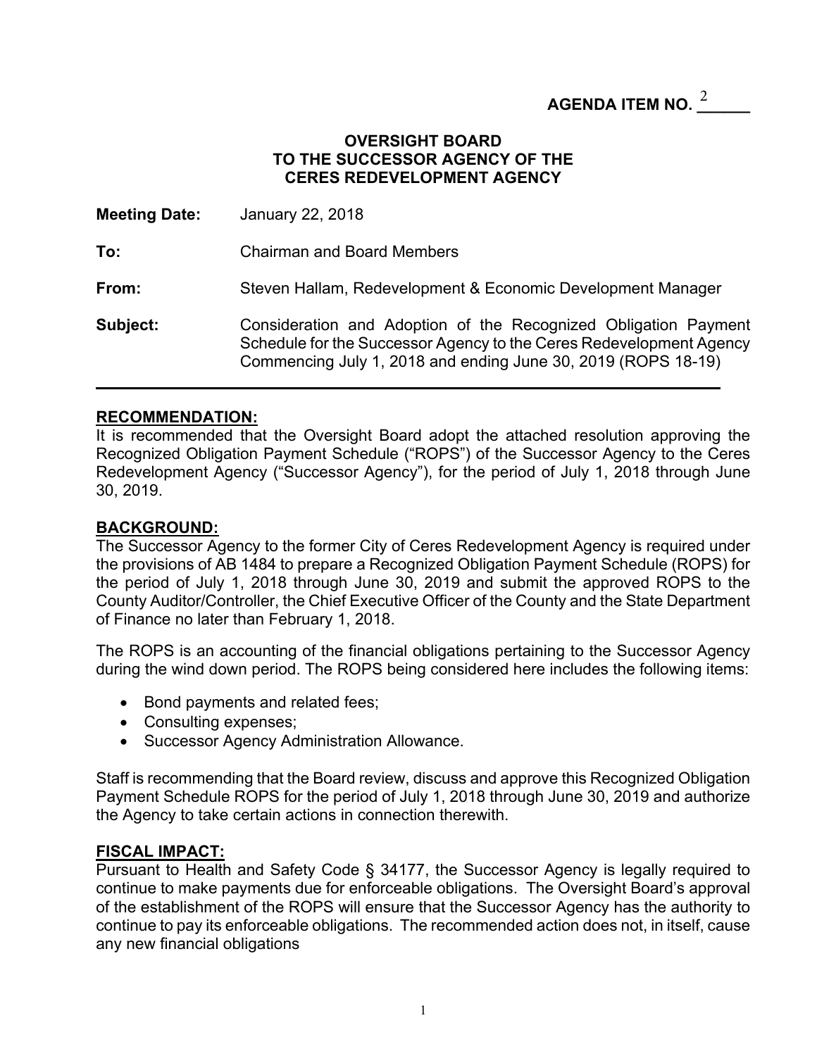**AGENDA ITEM NO. 2**

**OVERSIGHT BOARD**
**TO THE SUCCESSOR AGENCY OF THE**
**CERES REDEVELOPMENT AGENCY**

**Meeting Date:** January 22, 2018

**To:** Chairman and Board Members

**From:** Steven Hallam, Redevelopment & Economic Development Manager

**Subject:** Consideration and Adoption of the Recognized Obligation Payment Schedule for the Successor Agency to the Ceres Redevelopment Agency Commencing July 1, 2018 and ending June 30, 2019 (ROPS 18-19)

---

## RECOMMENDATION:

It is recommended that the Oversight Board adopt the attached resolution approving the Recognized Obligation Payment Schedule ("ROPS") of the Successor Agency to the Ceres Redevelopment Agency ("Successor Agency"), for the period of July 1, 2018 through June 30, 2019.

## BACKGROUND:

The Successor Agency to the former City of Ceres Redevelopment Agency is required under the provisions of AB 1484 to prepare a Recognized Obligation Payment Schedule (ROPS) for the period of July 1, 2018 through June 30, 2019 and submit the approved ROPS to the County Auditor/Controller, the Chief Executive Officer of the County and the State Department of Finance no later than February 1, 2018.

The ROPS is an accounting of the financial obligations pertaining to the Successor Agency during the wind down period. The ROPS being considered here includes the following items:

- Bond payments and related fees;
- Consulting expenses;
- Successor Agency Administration Allowance.

Staff is recommending that the Board review, discuss and approve this Recognized Obligation Payment Schedule ROPS for the period of July 1, 2018 through June 30, 2019 and authorize the Agency to take certain actions in connection therewith.

## FISCAL IMPACT:

Pursuant to Health and Safety Code § 34177, the Successor Agency is legally required to continue to make payments due for enforceable obligations. The Oversight Board's approval of the establishment of the ROPS will ensure that the Successor Agency has the authority to continue to pay its enforceable obligations. The recommended action does not, in itself, cause any new financial obligations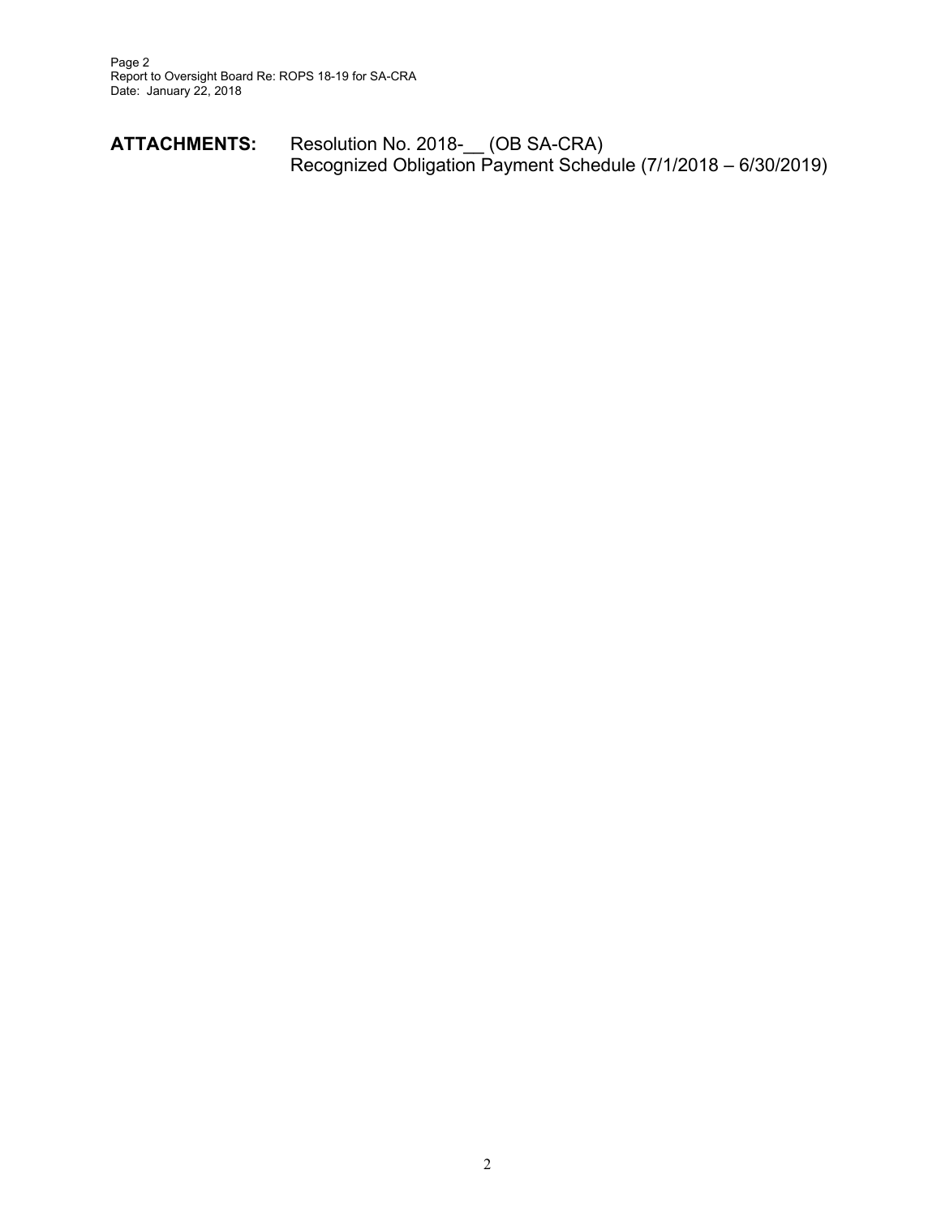**ATTACHMENTS:** Resolution No. 2018-__ (OB SA-CRA)
Recognized Obligation Payment Schedule (7/1/2018 – 6/30/2019)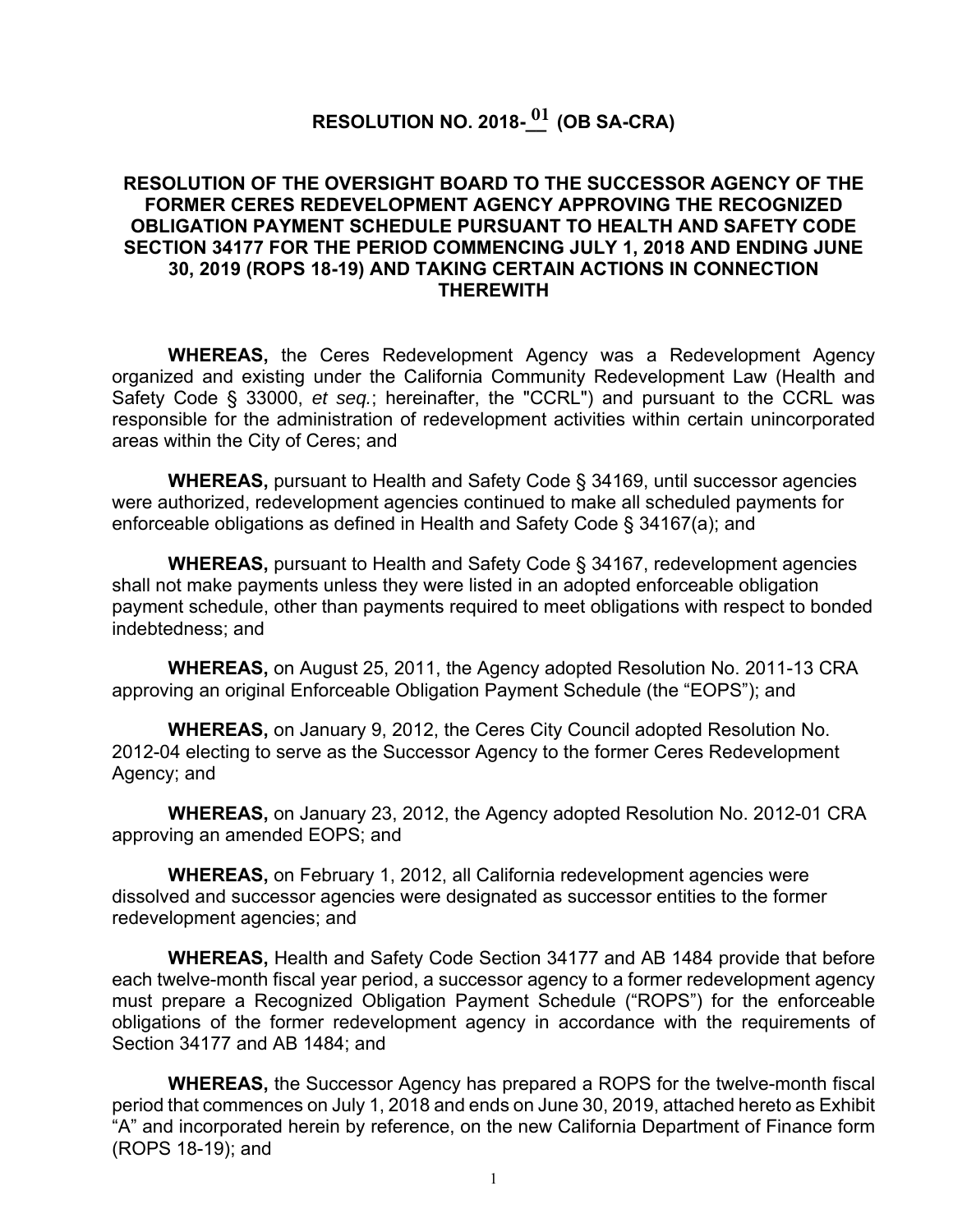# RESOLUTION NO. 2018-01 (OB SA-CRA)

## RESOLUTION OF THE OVERSIGHT BOARD TO THE SUCCESSOR AGENCY OF THE FORMER CERES REDEVELOPMENT AGENCY APPROVING THE RECOGNIZED OBLIGATION PAYMENT SCHEDULE PURSUANT TO HEALTH AND SAFETY CODE SECTION 34177 FOR THE PERIOD COMMENCING JULY 1, 2018 AND ENDING JUNE 30, 2019 (ROPS 18-19) AND TAKING CERTAIN ACTIONS IN CONNECTION THEREWITH

**WHEREAS,** the Ceres Redevelopment Agency was a Redevelopment Agency organized and existing under the California Community Redevelopment Law (Health and Safety Code § 33000, *et seq.*; hereinafter, the "CCRL") and pursuant to the CCRL was responsible for the administration of redevelopment activities within certain unincorporated areas within the City of Ceres; and

**WHEREAS,** pursuant to Health and Safety Code § 34169, until successor agencies were authorized, redevelopment agencies continued to make all scheduled payments for enforceable obligations as defined in Health and Safety Code § 34167(a); and

**WHEREAS,** pursuant to Health and Safety Code § 34167, redevelopment agencies shall not make payments unless they were listed in an adopted enforceable obligation payment schedule, other than payments required to meet obligations with respect to bonded indebtedness; and

**WHEREAS,** on August 25, 2011, the Agency adopted Resolution No. 2011-13 CRA approving an original Enforceable Obligation Payment Schedule (the "EOPS"); and

**WHEREAS,** on January 9, 2012, the Ceres City Council adopted Resolution No. 2012-04 electing to serve as the Successor Agency to the former Ceres Redevelopment Agency; and

**WHEREAS,** on January 23, 2012, the Agency adopted Resolution No. 2012-01 CRA approving an amended EOPS; and

**WHEREAS,** on February 1, 2012, all California redevelopment agencies were dissolved and successor agencies were designated as successor entities to the former redevelopment agencies; and

**WHEREAS,** Health and Safety Code Section 34177 and AB 1484 provide that before each twelve-month fiscal year period, a successor agency to a former redevelopment agency must prepare a Recognized Obligation Payment Schedule ("ROPS") for the enforceable obligations of the former redevelopment agency in accordance with the requirements of Section 34177 and AB 1484; and

**WHEREAS,** the Successor Agency has prepared a ROPS for the twelve-month fiscal period that commences on July 1, 2018 and ends on June 30, 2019, attached hereto as Exhibit "A" and incorporated herein by reference, on the new California Department of Finance form (ROPS 18-19); and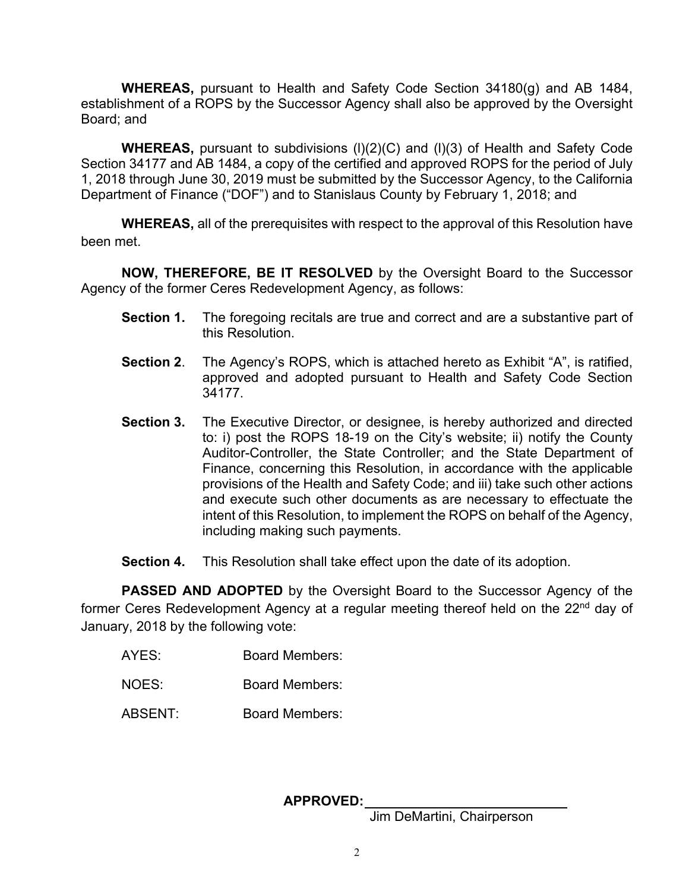**WHEREAS,** pursuant to Health and Safety Code Section 34180(g) and AB 1484, establishment of a ROPS by the Successor Agency shall also be approved by the Oversight Board; and

**WHEREAS,** pursuant to subdivisions (l)(2)(C) and (l)(3) of Health and Safety Code Section 34177 and AB 1484, a copy of the certified and approved ROPS for the period of July 1, 2018 through June 30, 2019 must be submitted by the Successor Agency, to the California Department of Finance ("DOF") and to Stanislaus County by February 1, 2018; and

**WHEREAS,** all of the prerequisites with respect to the approval of this Resolution have been met.

**NOW, THEREFORE, BE IT RESOLVED** by the Oversight Board to the Successor Agency of the former Ceres Redevelopment Agency, as follows:

**Section 1.** The foregoing recitals are true and correct and are a substantive part of this Resolution.

**Section 2**. The Agency's ROPS, which is attached hereto as Exhibit "A", is ratified, approved and adopted pursuant to Health and Safety Code Section 34177.

**Section 3.** The Executive Director, or designee, is hereby authorized and directed to: i) post the ROPS 18-19 on the City's website; ii) notify the County Auditor-Controller, the State Controller; and the State Department of Finance, concerning this Resolution, in accordance with the applicable provisions of the Health and Safety Code; and iii) take such other actions and execute such other documents as are necessary to effectuate the intent of this Resolution, to implement the ROPS on behalf of the Agency, including making such payments.

**Section 4.** This Resolution shall take effect upon the date of its adoption.

**PASSED AND ADOPTED** by the Oversight Board to the Successor Agency of the former Ceres Redevelopment Agency at a regular meeting thereof held on the 22nd day of January, 2018 by the following vote:

AYES: Board Members:

NOES: Board Members:

ABSENT: Board Members:

**APPROVED:** ___________________________

Jim DeMartini, Chairperson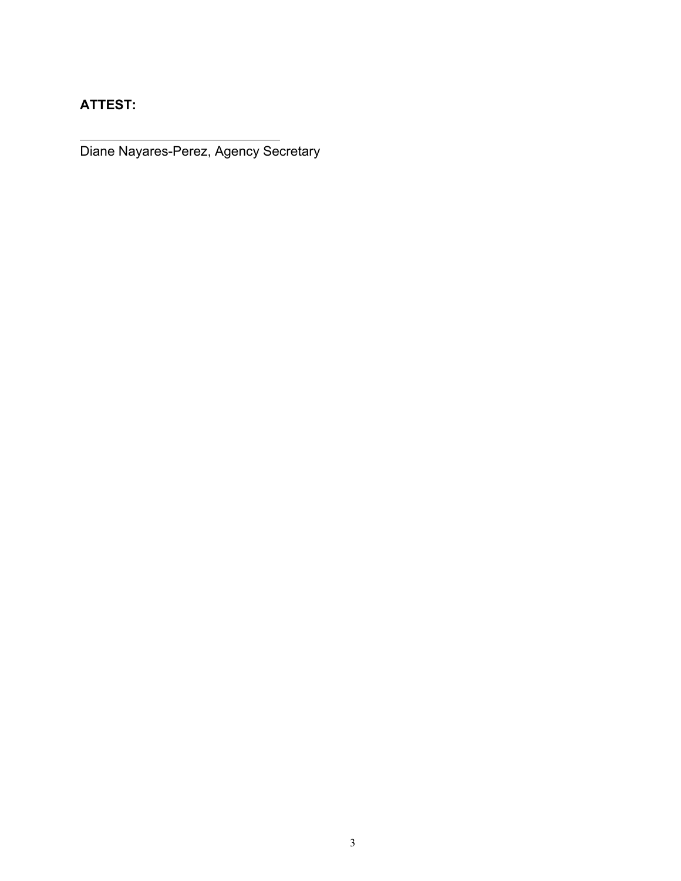**ATTEST:**

\_\_\_\_\_\_\_\_\_\_\_\_\_\_\_\_\_\_\_\_\_\_\_\_\_\_\_\_\_\_\_\_

Diane Nayares-Perez, Agency Secretary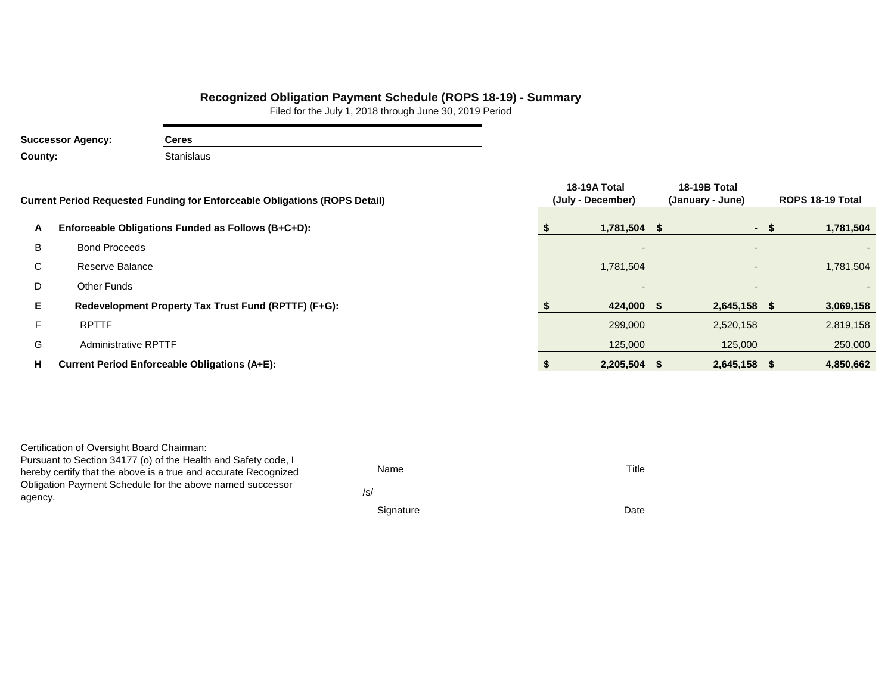## Recognized Obligation Payment Schedule (ROPS 18-19) - Summary

Filed for the July 1, 2018 through June 30, 2019 Period

**Successor Agency:** **Ceres**

**County:** Stanislaus

| | Current Period Requested Funding for Enforceable Obligations (ROPS Detail) | 18-19A Total (July - December) | 18-19B Total (January - June) | ROPS 18-19 Total |
|---|---|---|---|---|
| **A** | **Enforceable Obligations Funded as Follows (B+C+D):** | **$ 1,781,504** | **$ -** | **$ 1,781,504** |
| B | Bond Proceeds | - | - | - |
| C | Reserve Balance | 1,781,504 | - | 1,781,504 |
| D | Other Funds | - | - | - |
| **E** | **Redevelopment Property Tax Trust Fund (RPTTF) (F+G):** | **$ 424,000** | **$ 2,645,158** | **$ 3,069,158** |
| F | RPTTF | 299,000 | 2,520,158 | 2,819,158 |
| G | Administrative RPTTF | 125,000 | 125,000 | 250,000 |
| **H** | **Current Period Enforceable Obligations (A+E):** | **$ 2,205,504** | **$ 2,645,158** | **$ 4,850,662** |

Certification of Oversight Board Chairman:
Pursuant to Section 34177 (o) of the Health and Safety code, I hereby certify that the above is a true and accurate Recognized Obligation Payment Schedule for the above named successor agency.

Name Title

/s/

Signature Date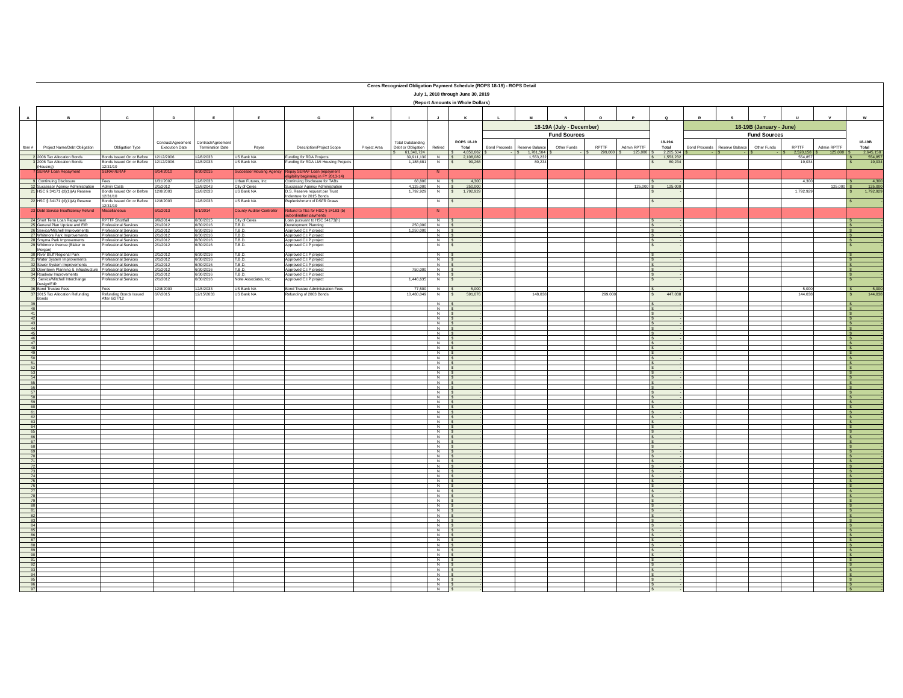# Ceres Recognized Obligation Payment Schedule (ROPS 18-19) - ROPS Detail

## July 1, 2018 through June 30, 2019

### (Report Amounts in Whole Dollars)

| A | B | C | D | E | F | G | H | I | J | K | L | M | N | O | P | Q | R | S | T | U | V | W |
|---|---|---|---|---|---|---|---|---|---|---|---|---|---|---|---|---|---|---|---|---|---|---|
| | | | | | | | | | | | 18-19A (July - December) | | | | | | 18-19B (January - June) | | | | | |
| | | | | | | | | | | | Fund Sources | | | | | | Fund Sources | | | | | |
| Item # | Project Name/Debt Obligation | Obligation Type | Contract/Agreement Execution Date | Contract/Agreement Termination Date | Payee | Description/Project Scope | Project Area | Total Outstanding Debt or Obligation | Retired | ROPS 18-19 Total | Bond Proceeds | Reserve Balance | Other Funds | RPTTF | Admin RPTTF | 18-19A Total | Bond Proceeds | Reserve Balance | Other Funds | RPTTF | Admin RPTTF | 18-19B Total |
| | | | | | | | | $ 61,340,724 | | $ 4,850,662 | $ - | $ 1,781,504 | $ - | $ 299,000 | $ 125,000 | $ 2,205,504 | $ - | $ - | $ - | $ 2,520,158 | $ 125,000 | $ 2,645,158 |
| 2 | 2006 Tax Allocation Bonds | Bonds Issued On or Before 12/31/10 | 12/12/2006 | 12/8/2033 | US Bank NA | Funding for RDA Projects | | 39,911,130 | N | $ 2,108,089 | | 1,553,232 | | | | $ 1,553,232 | | | | 554,857 | | $ 554,857 |
| 3 | 2006 Tax Allocation Bonds (Housing) | Bonds Issued On or Before 12/31/10 | 12/12/2006 | 12/8/2033 | US Bank NA | Funding for RDA LMI Housing Projects | | 1,188,681 | N | $ 99,268 | | 80,234 | | | | $ 80,234 | | | | 19,034 | | $ 19,034 |
| 7 | SERAF Loan Repayment | SERAF/ERAF | 6/14/2010 | 6/30/2015 | Successor Housing Agency | Repay SERAF Loan (repayment eligibility beginning in FY 2013-14) | | | N | | | | | | | | | | | | | |
| 9 | Continuing Disclosure | Fees | 1/31/2007 | 12/8/2033 | Urban Futures, Inc. | Continuing Disclosure for TABs | | 68,800 | N | $ 4,300 | | | | | | $ - | | | | 4,300 | | $ 4,300 |
| 12 | Successor Agency Administration | Admin Costs | 2/1/2012 | 12/8/2043 | City of Ceres | Successor Agency Administration | | 4,125,000 | N | $ 250,000 | | | | | 125,000 | $ 125,000 | | | | | 125,000 | $ 125,000 |
| 21 | HSC § 34171 (d)(1)(A) Reserve | Bonds Issued On or Before 12/31/10 | 12/8/2003 | 12/8/2033 | US Bank NA | D.S. Reserve request per Trust Indenture for 2015 Bonds | | 1,792,929 | N | $ 1,792,929 | | | | | | $ - | | | | 1,792,929 | | $ 1,792,929 |
| 22 | HSC § 34171 (d)(1)(A) Reserve | Bonds Issued On or Before 12/31/10 | 12/8/2003 | 12/8/2033 | US Bank NA | Replenishment of DSFR Draws | | | N | $ - | | | | | | $ - | | | | | | $ - |
| 23 | Debt Service Insufficiency Refund | Miscellaneous | 6/1/2013 | 6/1/2014 | County Auditor-Controller | Refund to TEs for HSC § 34183 (b) subordination payments | | | N | | | | | | | | | | | | | |
| 24 | Short Term Loan Repayment | RPTTF Shortfall | 9/9/2014 | 6/30/2015 | City of Ceres | Loan pursuant to HSC 34173(h) | | | N | $ - | | | | | | $ - | | | | | | $ - |
| 25 | General Plan Update and EIR | Professional Services | 2/1/2012 | 6/30/2016 | T.B.D. | Development Planning | | 250,000 | N | $ - | | | | | | $ - | | | | | | $ - |
| 26 | Service/Mitchell Improvements | Professional Services | 2/1/2012 | 6/30/2016 | T.B.D. | Approved C.I.P project | | 1,250,000 | N | $ - | | | | | | $ - | | | | | | $ - |
| 27 | Whitmore Park Improvements | Professional Services | 2/1/2012 | 6/30/2016 | T.B.D. | Approved C.I.P project | | | N | $ - | | | | | | $ - | | | | | | $ - |
| 28 | Smyrna Park Improvements | Professional Services | 2/1/2012 | 6/30/2016 | T.B.D. | Approved C.I.P project | | | N | $ - | | | | | | $ - | | | | | | $ - |
| 29 | Whitmore Avenue (Blaker to Morgan) | Professional Services | 2/1/2012 | 6/30/2016 | T.B.D. | Approved C.I.P project | | | N | $ - | | | | | | $ - | | | | | | $ - |
| 30 | River Bluff Regional Park | Professional Services | 2/1/2012 | 6/30/2016 | T.B.D. | Approved C.I.P project | | | N | $ - | | | | | | $ - | | | | | | $ - |
| 31 | Water System Improvements | Professional Services | 2/1/2012 | 6/30/2016 | T.B.D. | Approved C.I.P project | | | N | $ - | | | | | | $ - | | | | | | $ - |
| 32 | Sewer System Improvements | Professional Services | 2/1/2012 | 6/30/2016 | T.B.D. | Approved C.I.P project | | | N | $ - | | | | | | $ - | | | | | | $ - |
| 33 | Downtown Planning & Infrastructure | Professional Services | 2/1/2012 | 6/30/2016 | T.B.D. | Approved C.I.P project | | 750,000 | N | $ - | | | | | | $ - | | | | | | $ - |
| 34 | Roadway Improvements | Professional Services | 2/1/2012 | 6/30/2016 | T.B.D. | Approved C.I.P project | | | N | $ - | | | | | | $ - | | | | | | $ - |
| 35 | Service/Mitchell Interchange Design/EIR | Professional Services | 2/1/2012 | 6/30/2016 | Nolte Associates, Inc. | Approved C.I.P project | | 1,446,635 | N | $ - | | | | | | $ - | | | | | | $ - |
| 36 | Bond Trustee Fees | Fees | 12/8/2003 | 12/8/2033 | US Bank NA | Bond Trustee Administration Fees | | 77,500 | N | $ 5,000 | | | | | | $ - | | | | 5,000 | | $ 5,000 |
| 37 | 2015 Tax Allocation Refunding Bonds | Refunding Bonds Issued After 6/27/12 | 6/7/2015 | 12/15/2033 | US Bank NA | Refunding of 2003 Bonds | | 10,480,049 | N | $ 591,076 | | 148,038 | | 299,000 | | $ 447,038 | | | | 144,038 | | $ 144,038 |
| 39 | | | | | | | | | N | $ - | | | | | | $ - | | | | | | $ - |
| 40 | | | | | | | | | N | $ - | | | | | | $ - | | | | | | $ - |
| 41 | | | | | | | | | N | $ - | | | | | | $ - | | | | | | $ - |
| 42 | | | | | | | | | N | $ - | | | | | | $ - | | | | | | $ - |
| 43 | | | | | | | | | N | $ - | | | | | | $ - | | | | | | $ - |
| 44 | | | | | | | | | N | $ - | | | | | | $ - | | | | | | $ - |
| 45 | | | | | | | | | N | $ - | | | | | | $ - | | | | | | $ - |
| 46 | | | | | | | | | N | $ - | | | | | | $ - | | | | | | $ - |
| 47 | | | | | | | | | N | $ - | | | | | | $ - | | | | | | $ - |
| 48 | | | | | | | | | N | $ - | | | | | | $ - | | | | | | $ - |
| 49 | | | | | | | | | N | $ - | | | | | | $ - | | | | | | $ - |
| 50 | | | | | | | | | N | $ - | | | | | | $ - | | | | | | $ - |
| 51 | | | | | | | | | N | $ - | | | | | | $ - | | | | | | $ - |
| 52 | | | | | | | | | N | $ - | | | | | | $ - | | | | | | $ - |
| 53 | | | | | | | | | N | $ - | | | | | | $ - | | | | | | $ - |
| 54 | | | | | | | | | N | $ - | | | | | | $ - | | | | | | $ - |
| 55 | | | | | | | | | N | $ - | | | | | | $ - | | | | | | $ - |
| 56 | | | | | | | | | N | $ - | | | | | | $ - | | | | | | $ - |
| 57 | | | | | | | | | N | $ - | | | | | | $ - | | | | | | $ - |
| 58 | | | | | | | | | N | $ - | | | | | | $ - | | | | | | $ - |
| 59 | | | | | | | | | N | $ - | | | | | | $ - | | | | | | $ - |
| 60 | | | | | | | | | N | $ - | | | | | | $ - | | | | | | $ - |
| 61 | | | | | | | | | N | $ - | | | | | | $ - | | | | | | $ - |
| 62 | | | | | | | | | N | $ - | | | | | | $ - | | | | | | $ - |
| 63 | | | | | | | | | N | $ - | | | | | | $ - | | | | | | $ - |
| 64 | | | | | | | | | N | $ - | | | | | | $ - | | | | | | $ - |
| 65 | | | | | | | | | N | $ - | | | | | | $ - | | | | | | $ - |
| 66 | | | | | | | | | N | $ - | | | | | | $ - | | | | | | $ - |
| 67 | | | | | | | | | N | $ - | | | | | | $ - | | | | | | $ - |
| 68 | | | | | | | | | N | $ - | | | | | | $ - | | | | | | $ - |
| 69 | | | | | | | | | N | $ - | | | | | | $ - | | | | | | $ - |
| 70 | | | | | | | | | N | $ - | | | | | | $ - | | | | | | $ - |
| 71 | | | | | | | | | N | $ - | | | | | | $ - | | | | | | $ - |
| 72 | | | | | | | | | N | $ - | | | | | | $ - | | | | | | $ - |
| 73 | | | | | | | | | N | $ - | | | | | | $ - | | | | | | $ - |
| 74 | | | | | | | | | N | $ - | | | | | | $ - | | | | | | $ - |
| 75 | | | | | | | | | N | $ - | | | | | | $ - | | | | | | $ - |
| 76 | | | | | | | | | N | $ - | | | | | | $ - | | | | | | $ - |
| 77 | | | | | | | | | N | $ - | | | | | | $ - | | | | | | $ - |
| 78 | | | | | | | | | N | $ - | | | | | | $ - | | | | | | $ - |
| 79 | | | | | | | | | N | $ - | | | | | | $ - | | | | | | $ - |
| 80 | | | | | | | | | N | $ - | | | | | | $ - | | | | | | $ - |
| 81 | | | | | | | | | N | $ - | | | | | | $ - | | | | | | $ - |
| 82 | | | | | | | | | N | $ - | | | | | | $ - | | | | | | $ - |
| 83 | | | | | | | | | N | $ - | | | | | | $ - | | | | | | $ - |
| 84 | | | | | | | | | N | $ - | | | | | | $ - | | | | | | $ - |
| 85 | | | | | | | | | N | $ - | | | | | | $ - | | | | | | $ - |
| 86 | | | | | | | | | N | $ - | | | | | | $ - | | | | | | $ - |
| 87 | | | | | | | | | N | $ - | | | | | | $ - | | | | | | $ - |
| 88 | | | | | | | | | N | $ - | | | | | | $ - | | | | | | $ - |
| 89 | | | | | | | | | N | $ - | | | | | | $ - | | | | | | $ - |
| 90 | | | | | | | | | N | $ - | | | | | | $ - | | | | | | $ - |
| 91 | | | | | | | | | N | $ - | | | | | | $ - | | | | | | $ - |
| 92 | | | | | | | | | N | $ - | | | | | | $ - | | | | | | $ - |
| 93 | | | | | | | | | N | $ - | | | | | | $ - | | | | | | $ - |
| 94 | | | | | | | | | N | $ - | | | | | | $ - | | | | | | $ - |
| 95 | | | | | | | | | N | $ - | | | | | | $ - | | | | | | $ - |
| 96 | | | | | | | | | N | $ - | | | | | | $ - | | | | | | $ - |
| 97 | | | | | | | | | N | $ - | | | | | | $ - | | | | | | $ - |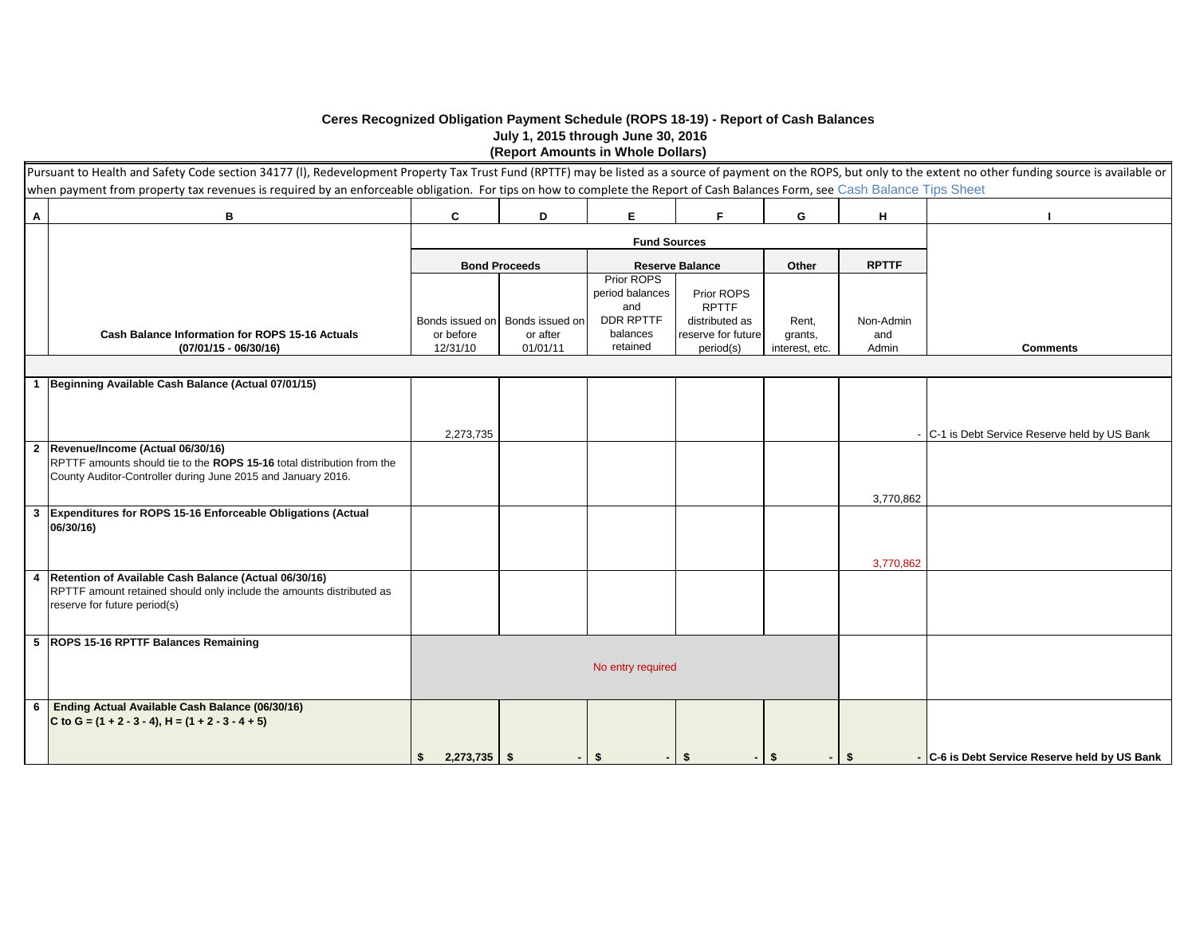# Ceres Recognized Obligation Payment Schedule (ROPS 18-19) - Report of Cash Balances

**July 1, 2015 through June 30, 2016**

**(Report Amounts in Whole Dollars)**

Pursuant to Health and Safety Code section 34177 (l), Redevelopment Property Tax Trust Fund (RPTTF) may be listed as a source of payment on the ROPS, but only to the extent no other funding source is available or when payment from property tax revenues is required by an enforceable obligation. For tips on how to complete the Report of Cash Balances Form, see Cash Balance Tips Sheet

| A | B | C | D | E | F | G | H | I |
|---|---|---|---|---|---|---|---|---|
| | | **Fund Sources** | | | | | | |
| | | **Bond Proceeds** | | **Reserve Balance** | | **Other** | **RPTTF** | |
| | **Cash Balance Information for ROPS 15-16 Actuals (07/01/15 - 06/30/16)** | Bonds issued on or before 12/31/10 | Bonds issued on or after 01/01/11 | Prior ROPS period balances and DDR RPTTF balances retained | Prior ROPS RPTTF distributed as reserve for future period(s) | Rent, grants, interest, etc. | Non-Admin and Admin | **Comments** |
| 1 | **Beginning Available Cash Balance (Actual 07/01/15)** | 2,273,735 | | | | | - | C-1 is Debt Service Reserve held by US Bank |
| 2 | **Revenue/Income (Actual 06/30/16)** RPTTF amounts should tie to the **ROPS 15-16** total distribution from the County Auditor-Controller during June 2015 and January 2016. | | | | | | 3,770,862 | |
| 3 | **Expenditures for ROPS 15-16 Enforceable Obligations (Actual 06/30/16)** | | | | | | 3,770,862 | |
| 4 | **Retention of Available Cash Balance (Actual 06/30/16)** RPTTF amount retained should only include the amounts distributed as reserve for future period(s) | | | | | | | |
| 5 | **ROPS 15-16 RPTTF Balances Remaining** | No entry required | | | | | | |
| 6 | **Ending Actual Available Cash Balance (06/30/16) C to G = (1 + 2 - 3 - 4), H = (1 + 2 - 3 - 4 + 5)** | $ 2,273,735 | $ - | $ - | $ - | $ - | $ - | **C-6 is Debt Service Reserve held by US Bank** |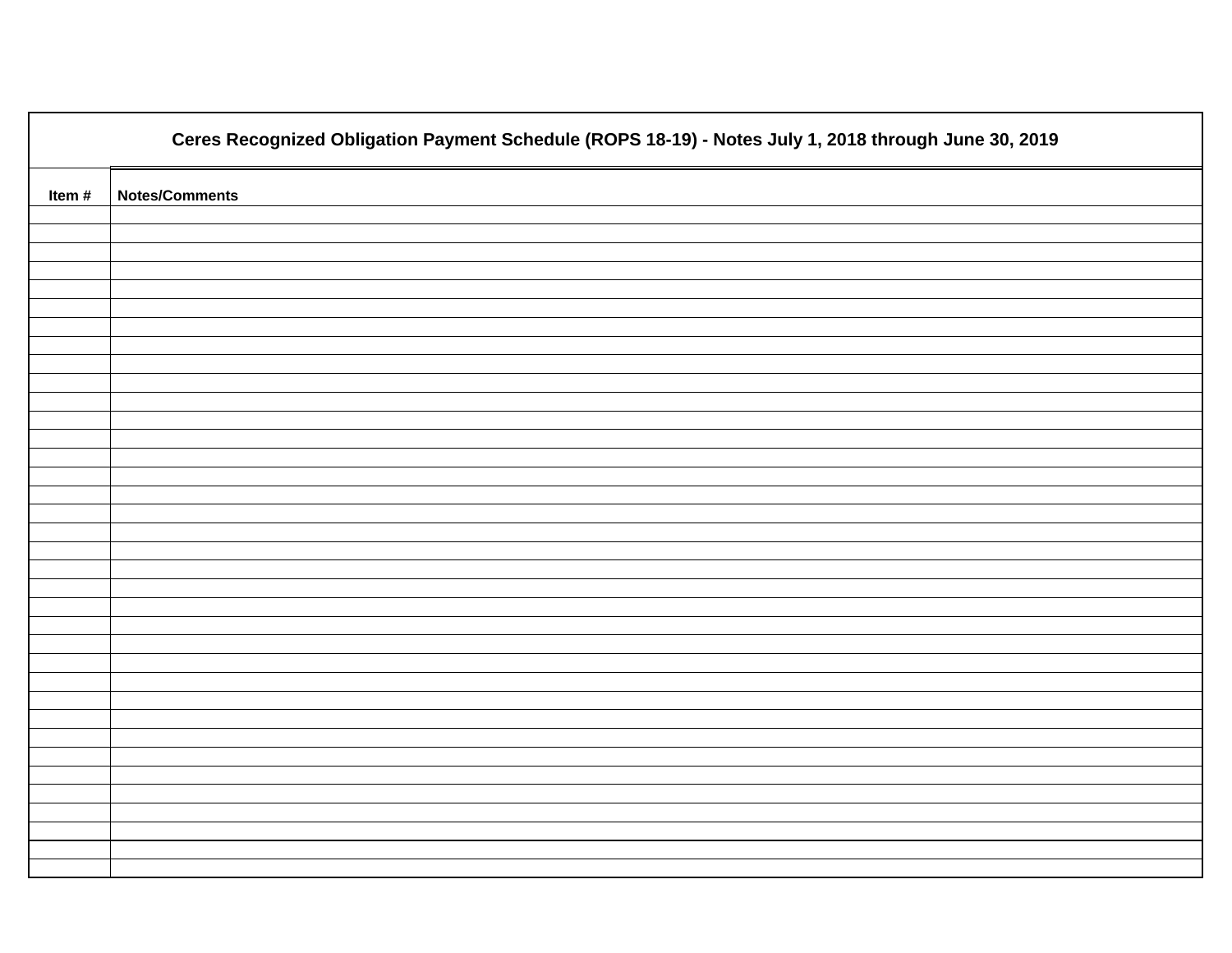| Ceres Recognized Obligation Payment Schedule (ROPS 18-19) - Notes July 1, 2018 through June 30, 2019 | |
| --- | --- |
| Item # | Notes/Comments |
| | |
| | |
| | |
| | |
| | |
| | |
| | |
| | |
| | |
| | |
| | |
| | |
| | |
| | |
| | |
| | |
| | |
| | |
| | |
| | |
| | |
| | |
| | |
| | |
| | |
| | |
| | |
| | |
| | |
| | |
| | |
| | |
| | |
| | |
| | |
| | |